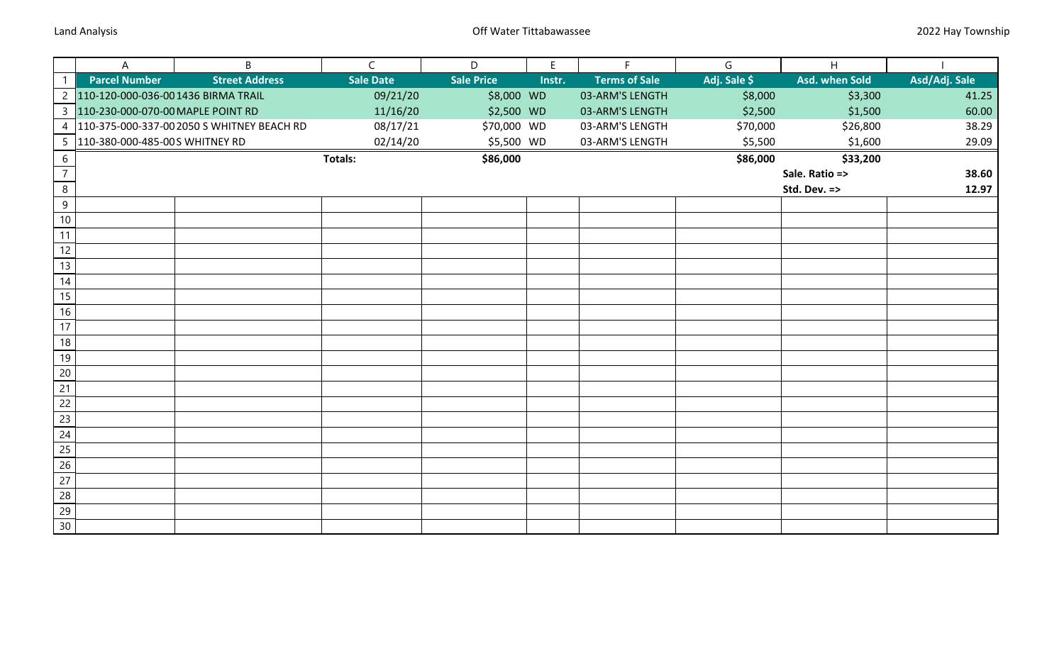| Parcel Number | Street Address | Sale Date | Sale Price | Instr. | Terms of Sale | Adj. Sale $ | Asd. when Sold | Asd/Adj. Sale |
|---|---|---|---|---|---|---|---|---|
| 110-120-000-036-00 | 1436 BIRMA TRAIL | 09/21/20 | $8,000 | WD | 03-ARM'S LENGTH | $8,000 | $3,300 | 41.25 |
| 110-230-000-070-00 | MAPLE POINT RD | 11/16/20 | $2,500 | WD | 03-ARM'S LENGTH | $2,500 | $1,500 | 60.00 |
| 110-375-000-337-00 | 2050 S WHITNEY BEACH RD | 08/17/21 | $70,000 | WD | 03-ARM'S LENGTH | $70,000 | $26,800 | 38.29 |
| 110-380-000-485-00 | S WHITNEY RD | 02/14/20 | $5,500 | WD | 03-ARM'S LENGTH | $5,500 | $1,600 | 29.09 |
| | | **Totals:** | **$86,000** | | | **$86,000** | **$33,200** | |
| | | | | | | | **Sale. Ratio =>** | **38.60** |
| | | | | | | | **Std. Dev. =>** | **12.97** |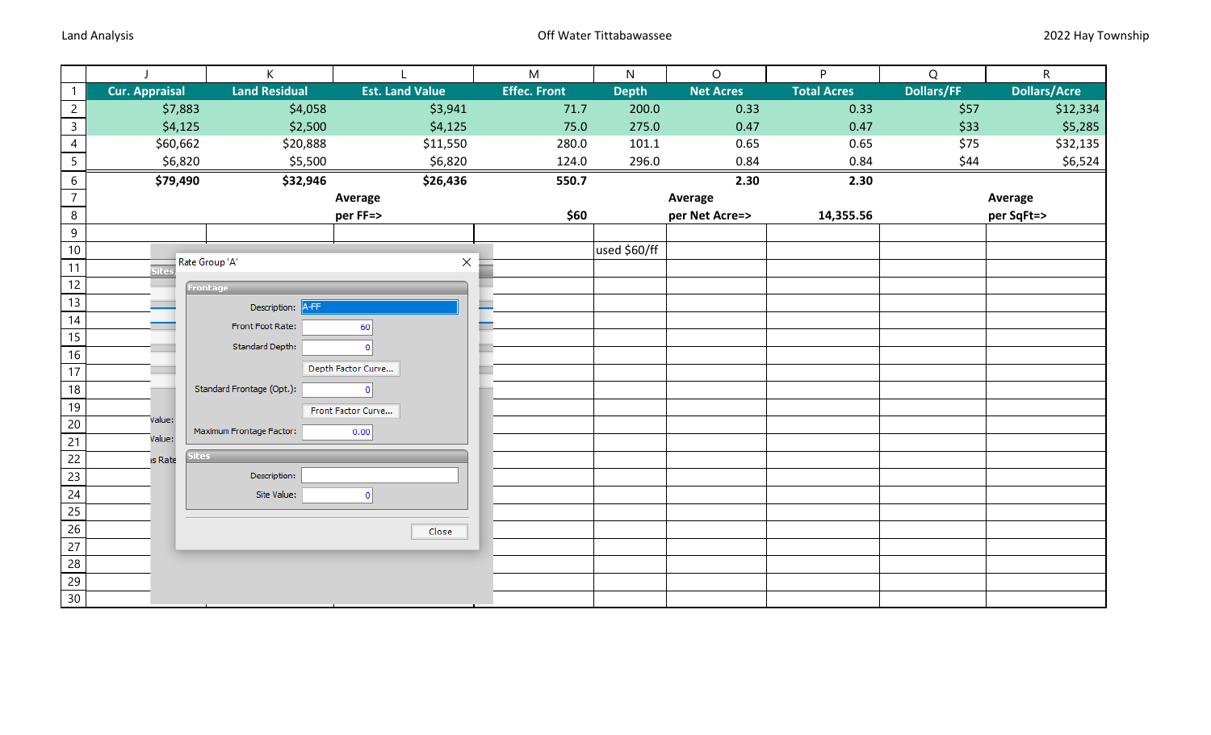Land Analysis — Off Water Tittabawassee — 2022 Hay Township

| | J | K | L | M | N | O | P | Q | R |
|---|---|---|---|---|---|---|---|---|---|
| 1 | **Cur. Appraisal** | **Land Residual** | **Est. Land Value** | **Effec. Front** | **Depth** | **Net Acres** | **Total Acres** | **Dollars/FF** | **Dollars/Acre** |
| 2 | $7,883 | $4,058 | $3,941 | 71.7 | 200.0 | 0.33 | 0.33 | $57 | $12,334 |
| 3 | $4,125 | $2,500 | $4,125 | 75.0 | 275.0 | 0.47 | 0.47 | $33 | $5,285 |
| 4 | $60,662 | $20,888 | $11,550 | 280.0 | 101.1 | 0.65 | 0.65 | $75 | $32,135 |
| 5 | $6,820 | $5,500 | $6,820 | 124.0 | 296.0 | 0.84 | 0.84 | $44 | $6,524 |
| 6 | **$79,490** | **$32,946** | **$26,436** | **550.7** | | **2.30** | **2.30** | | |
| 7 | | | **Average** | | | **Average** | | | **Average** |
| 8 | | | **per FF=>** | **$60** | | **per Net Acre=>** | **14,355.56** | | **per SqFt=>** |
| 9 | | | | | | | | | |
| 10 | | | | | used $60/ff | | | | |

Rate Group 'A'

**Frontage**

- Description: A-FF
- Front Foot Rate: 60
- Standard Depth: 0
- Depth Factor Curve...
- Standard Frontage (Opt.): 0
- Front Factor Curve...
- Maximum Frontage Factor: 0.00

**Sites**

- Description:
- Site Value: 0

Close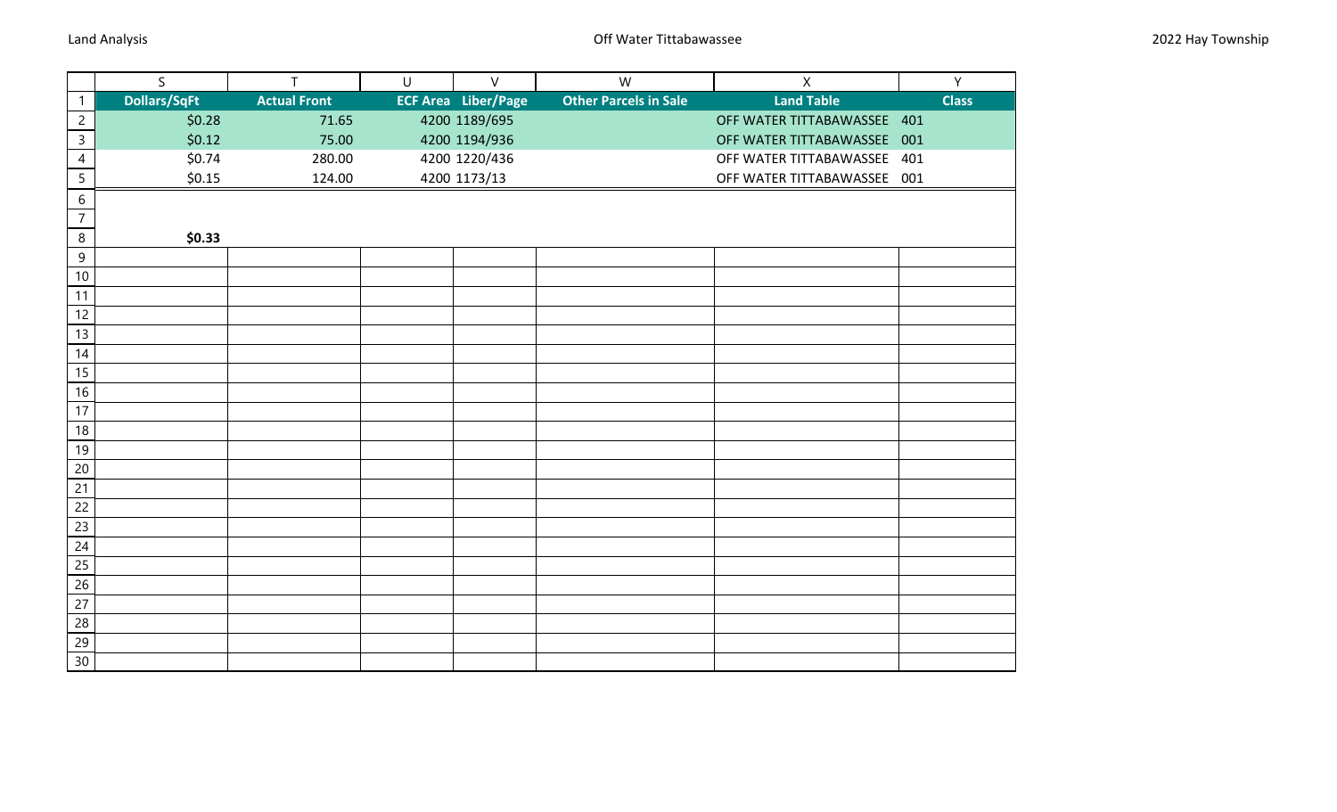| Dollars/SqFt | Actual Front | ECF Area | Liber/Page | Other Parcels in Sale | Land Table | Class |
|---|---|---|---|---|---|---|
| $0.28 | 71.65 | 4200 | 1189/695 | | OFF WATER TITTABAWASSEE | 401 |
| $0.12 | 75.00 | 4200 | 1194/936 | | OFF WATER TITTABAWASSEE | 001 |
| $0.74 | 280.00 | 4200 | 1220/436 | | OFF WATER TITTABAWASSEE | 401 |
| $0.15 | 124.00 | 4200 | 1173/13 | | OFF WATER TITTABAWASSEE | 001 |
| | | | | | | |
| | | | | | | |
| **$0.33** | | | | | | |